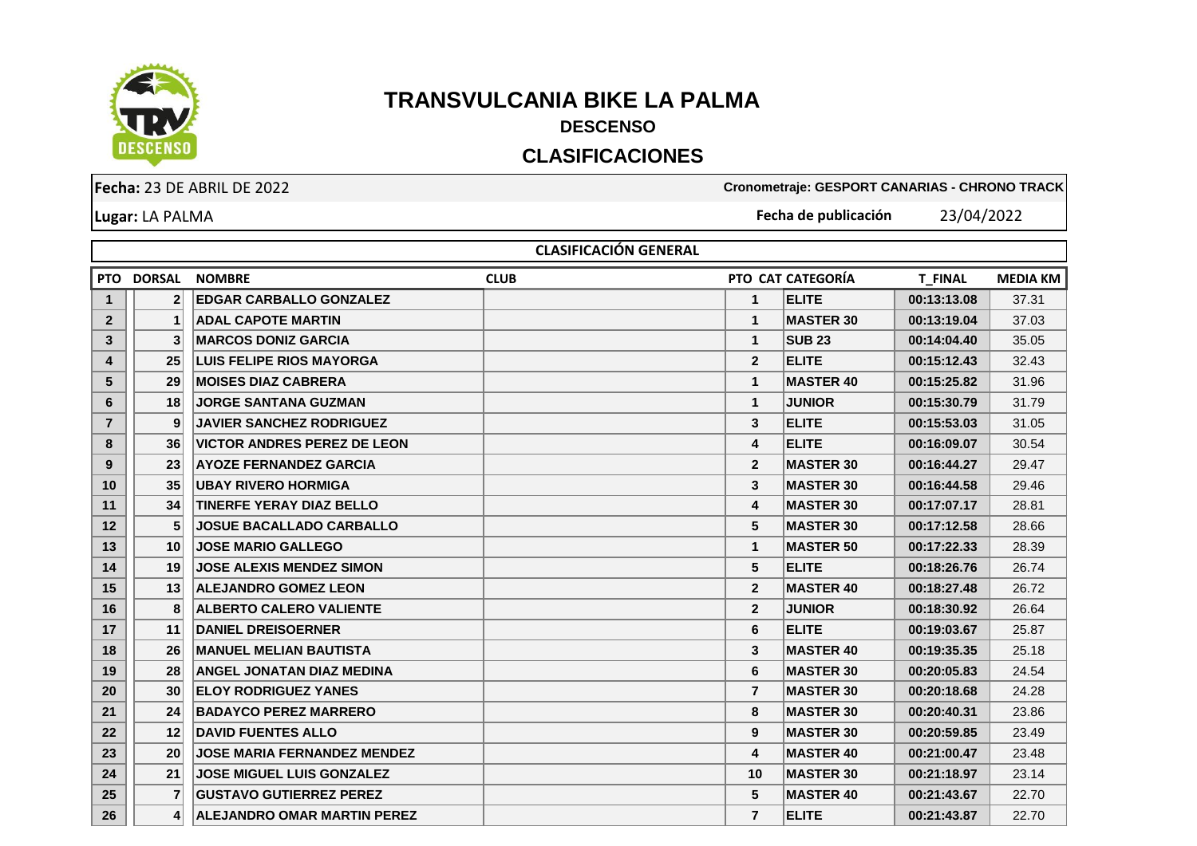# TRANSVULCANIA BIKE LA PALMA

## DESCENSO

## CLASIFICACIONES

**Fecha:** 23 DE ABRIL DE 2022

**Cronometraje: GESPORT CANARIAS - CHRONO TRACK**

**Lugar:** LA PALMA

**Fecha de publicación** 23/04/2022

### CLASIFICACIÓN GENERAL

| PTO | DORSAL | NOMBRE | CLUB | PTO CAT | CATEGORÍA | T_FINAL | MEDIA KM |
|---|---|---|---|---|---|---|---|
| 1 | 2 | EDGAR CARBALLO GONZALEZ | | 1 | ELITE | 00:13:13.08 | 37.31 |
| 2 | 1 | ADAL CAPOTE MARTIN | | 1 | MASTER 30 | 00:13:19.04 | 37.03 |
| 3 | 3 | MARCOS DONIZ GARCIA | | 1 | SUB 23 | 00:14:04.40 | 35.05 |
| 4 | 25 | LUIS FELIPE RIOS MAYORGA | | 2 | ELITE | 00:15:12.43 | 32.43 |
| 5 | 29 | MOISES DIAZ CABRERA | | 1 | MASTER 40 | 00:15:25.82 | 31.96 |
| 6 | 18 | JORGE SANTANA GUZMAN | | 1 | JUNIOR | 00:15:30.79 | 31.79 |
| 7 | 9 | JAVIER SANCHEZ RODRIGUEZ | | 3 | ELITE | 00:15:53.03 | 31.05 |
| 8 | 36 | VICTOR ANDRES PEREZ DE LEON | | 4 | ELITE | 00:16:09.07 | 30.54 |
| 9 | 23 | AYOZE FERNANDEZ GARCIA | | 2 | MASTER 30 | 00:16:44.27 | 29.47 |
| 10 | 35 | UBAY RIVERO HORMIGA | | 3 | MASTER 30 | 00:16:44.58 | 29.46 |
| 11 | 34 | TINERFE YERAY DIAZ BELLO | | 4 | MASTER 30 | 00:17:07.17 | 28.81 |
| 12 | 5 | JOSUE BACALLADO CARBALLO | | 5 | MASTER 30 | 00:17:12.58 | 28.66 |
| 13 | 10 | JOSE MARIO GALLEGO | | 1 | MASTER 50 | 00:17:22.33 | 28.39 |
| 14 | 19 | JOSE ALEXIS MENDEZ SIMON | | 5 | ELITE | 00:18:26.76 | 26.74 |
| 15 | 13 | ALEJANDRO GOMEZ LEON | | 2 | MASTER 40 | 00:18:27.48 | 26.72 |
| 16 | 8 | ALBERTO CALERO VALIENTE | | 2 | JUNIOR | 00:18:30.92 | 26.64 |
| 17 | 11 | DANIEL DREISOERNER | | 6 | ELITE | 00:19:03.67 | 25.87 |
| 18 | 26 | MANUEL MELIAN BAUTISTA | | 3 | MASTER 40 | 00:19:35.35 | 25.18 |
| 19 | 28 | ANGEL JONATAN DIAZ MEDINA | | 6 | MASTER 30 | 00:20:05.83 | 24.54 |
| 20 | 30 | ELOY RODRIGUEZ YANES | | 7 | MASTER 30 | 00:20:18.68 | 24.28 |
| 21 | 24 | BADAYCO PEREZ MARRERO | | 8 | MASTER 30 | 00:20:40.31 | 23.86 |
| 22 | 12 | DAVID FUENTES ALLO | | 9 | MASTER 30 | 00:20:59.85 | 23.49 |
| 23 | 20 | JOSE MARIA FERNANDEZ MENDEZ | | 4 | MASTER 40 | 00:21:00.47 | 23.48 |
| 24 | 21 | JOSE MIGUEL LUIS GONZALEZ | | 10 | MASTER 30 | 00:21:18.97 | 23.14 |
| 25 | 7 | GUSTAVO GUTIERREZ PEREZ | | 5 | MASTER 40 | 00:21:43.67 | 22.70 |
| 26 | 4 | ALEJANDRO OMAR MARTIN PEREZ | | 7 | ELITE | 00:21:43.87 | 22.70 |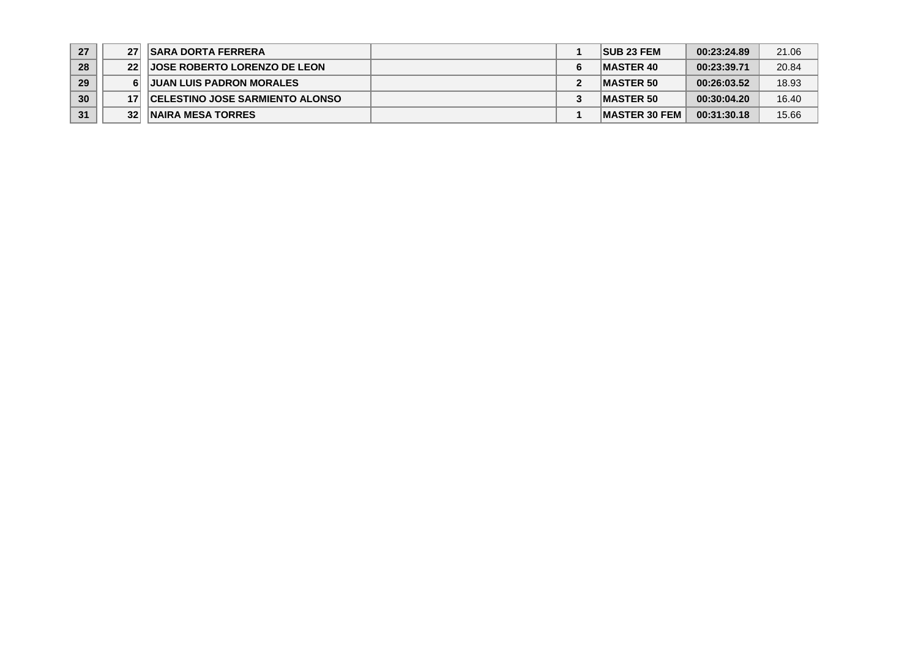| | | | | | | | |
|---|---|---|---|---|---|---|---|
| 27 | 27 | SARA DORTA FERRERA | | 1 | SUB 23 FEM | 00:23:24.89 | 21.06 |
| 28 | 22 | JOSE ROBERTO LORENZO DE LEON | | 6 | MASTER 40 | 00:23:39.71 | 20.84 |
| 29 | 6 | JUAN LUIS PADRON MORALES | | 2 | MASTER 50 | 00:26:03.52 | 18.93 |
| 30 | 17 | CELESTINO JOSE SARMIENTO ALONSO | | 3 | MASTER 50 | 00:30:04.20 | 16.40 |
| 31 | 32 | NAIRA MESA TORRES | | 1 | MASTER 30 FEM | 00:31:30.18 | 15.66 |